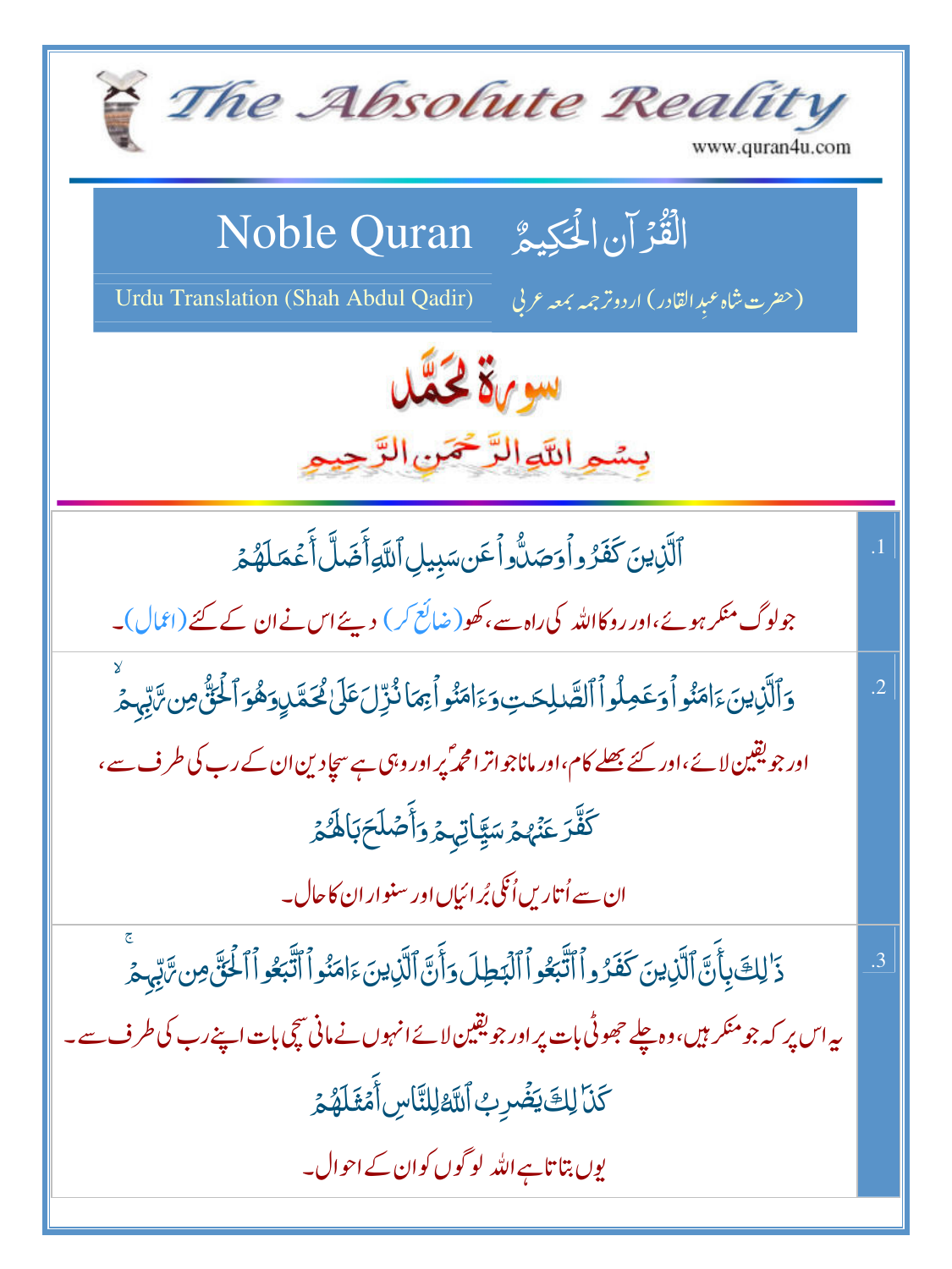# The Absolute Reality

www.quran4u.com

## Noble Quran — الْقُرآن الْحَكِيمُ

Urdu Translation (Shah Abdul Qadir) — (حضرت شاہ عبدِالقادر) اردو ترجمہ بمعہ عربی

## سورة محمد

بِسْمِ اللّٰهِ الرَّحْمٰنِ الرَّحِيْمِ

| | |
|---|---|
| .1 | ٱلَّذِينَ كَفَرُواْ وَصَدُّواْ عَن سَبِيلِ ٱللَّهِ أَضَلَّ أَعۡمَـٰلَهُمۡ<br>جو لوگ منکر ہوئے، اور روکا اللہ کی راہ سے، کھو (ضائع کر) دیئے اس نے ان کے کئے (اعمال)۔ |
| .2 | وَٱلَّذِينَ ءَامَنُواْ وَعَمِلُواْ ٱلصَّـٰلِحَـٰتِ وَءَامَنُواْ بِمَا نُزِّلَ عَلَىٰ مُحَمَّدٍ وَهُوَ ٱلۡحَقُّ مِن رَّبِّهِمۡ ۙ<br>اور جو یقین لائے، اور کئے بھلے کام، اور مانا جو اترا محمدؐ پر اور وہی ہے سچا دین ان کے رب کی طرف سے،<br>كَفَّرَ عَنۡهُمۡ سَيِّـَٔاتِهِمۡ وَأَصۡلَحَ بَالَهُمۡ<br>ان سے اُتاریں اُنکی بُرائیاں اور سنوارا ان کا حال۔ |
| .3 | ذَٲلِكَ بِأَنَّ ٱلَّذِينَ كَفَرُواْ ٱتَّبَعُواْ ٱلۡبَـٰطِلَ وَأَنَّ ٱلَّذِينَ ءَامَنُواْ ٱتَّبَعُواْ ٱلۡحَقَّ مِن رَّبِّهِمۡ ۚ<br>یہ اس پر کہ جو منکر ہیں، وہ چلے جھوٹی بات پر اور جو یقین لائے انہوں نے مانی سچی بات اپنے رب کی طرف سے۔<br>كَذَٲلِكَ يَضۡرِبُ ٱللَّهُ لِلنَّاسِ أَمۡثَـٰلَهُمۡ<br>یوں بتاتا ہے اللہ لوگوں کو ان کے احوال۔ |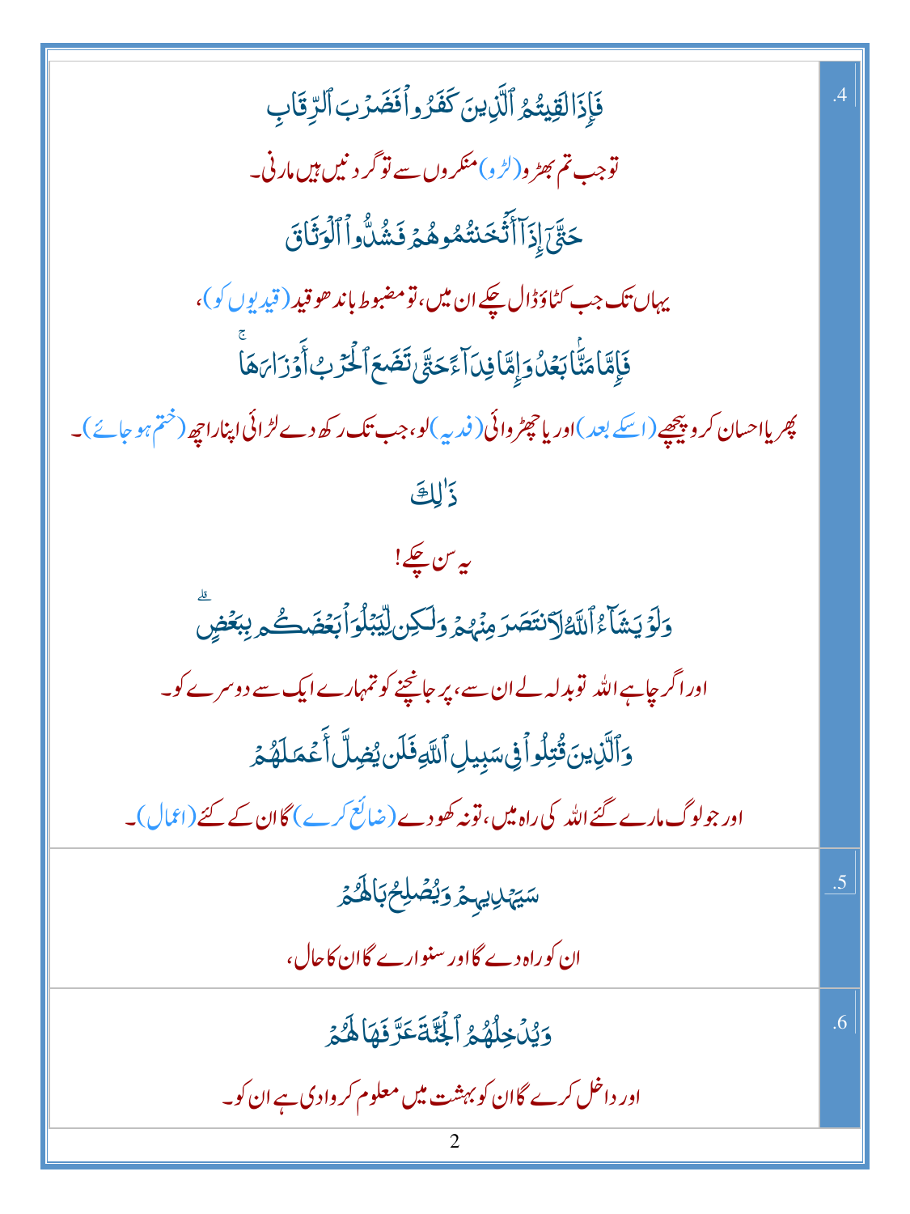| | |
|---|---|
| .4 | فَإِذَا لَقِيتُمُ ٱلَّذِينَ كَفَرُواْ فَضَرْبَ ٱلرِّقَابِ<br>توجب تم بھڑو (لڑو) منکروں سے تو گردنیں ہیں مارنی۔<br>حَتَّىٰٓ إِذَآ أَثْخَنتُمُوهُمْ فَشُدُّواْ ٱلْوَثَاقَ<br>یہاں تک جب کٹاؤ ڈال چکے ان میں، تو مضبوط باندھو قید (قیدیوں کو)،<br>فَإِمَّا مَنًّۢا بَعْدُ وَإِمَّا فِدَآءً حَتَّىٰ تَضَعَ ٱلْحَرْبُ أَوْزَارَهَا ۚ<br>پھر یا احسان کرو پیچھے (اسکے بعد) اور یا چھڑوائی (فدیہ) لو، جب تک رکھ دے لڑائی اپنا راچھ (ختم ہو جائے)۔<br>ذَٰلِكَ<br>یہ سن چکے!<br>وَلَوْ يَشَآءُ ٱللَّهُ لَٱنتَصَرَ مِنْهُمْ وَلَٰكِن لِّيَبْلُوَاْ بَعْضَكُم بِبَعْضٍ ۗ<br>اور اگر چاہے اللہ تو بدلہ لے ان سے، پر جانچنے کو تمہارے ایک سے دوسرے کو۔<br>وَٱلَّذِينَ قُتِلُواْ فِى سَبِيلِ ٱللَّهِ فَلَن يُضِلَّ أَعْمَٰلَهُمْ<br>اور جو لوگ مارے گئے اللہ کی راہ میں، تو نہ کھو دے (ضائع کرے) گا ان کے کئے (اعمال)۔ |
| .5 | سَيَهْدِيهِمْ وَيُصْلِحُ بَالَهُمْ<br>ان کو راہ دے گا اور سنوارے گا ان کا حال، |
| .6 | وَيُدْخِلُهُمُ ٱلْجَنَّةَ عَرَّفَهَا لَهُمْ<br>اور داخل کرے گا ان کو بہشت میں معلوم کروادی ہے ان کو۔ |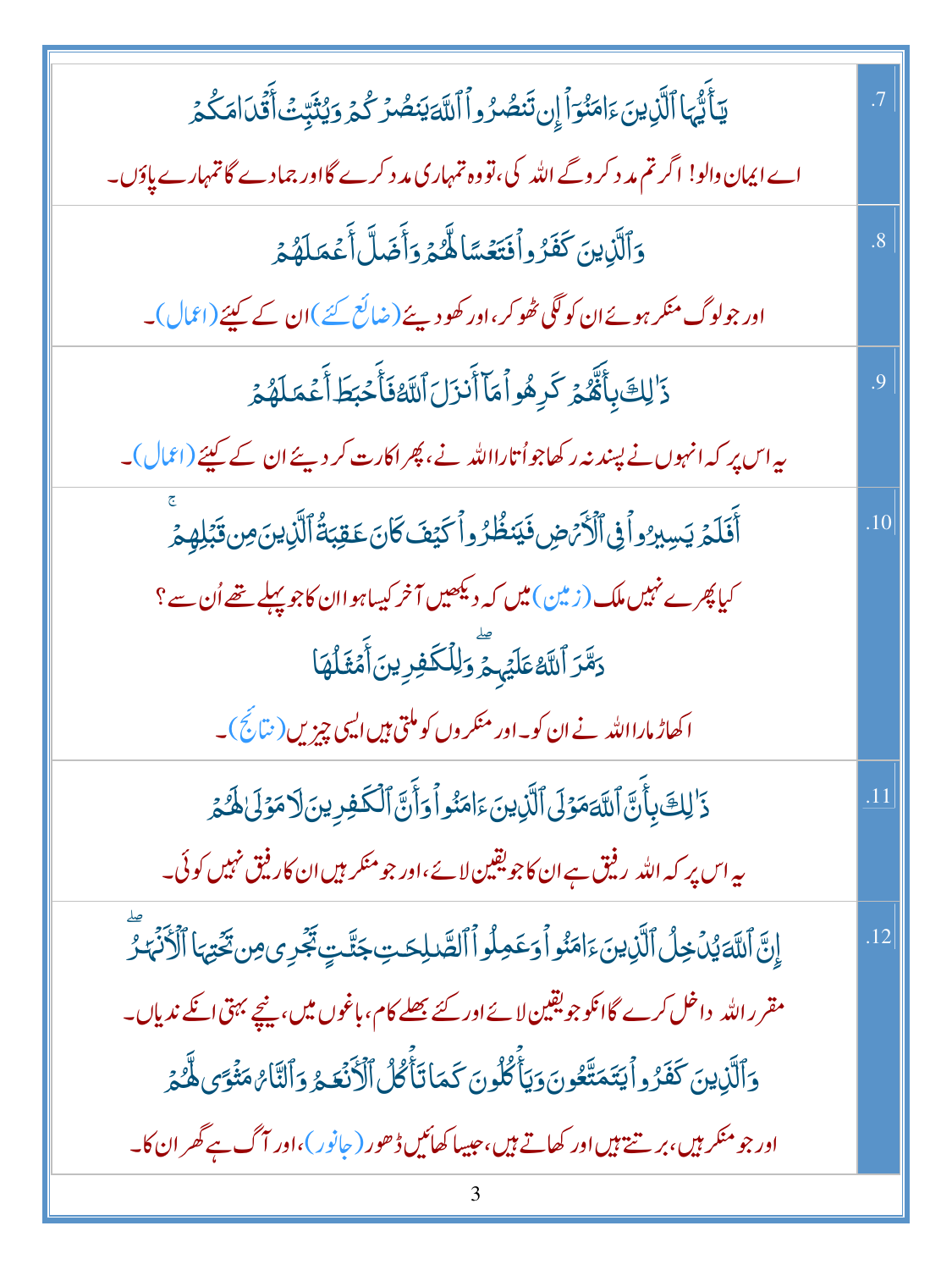| | |
|---|---|
| يَٰٓأَيُّهَا ٱلَّذِينَ ءَامَنُوٓاْ إِن تَنصُرُواْ ٱللَّهَ يَنصُرْكُمْ وَيُثَبِّتْ أَقْدَامَكُمْ<br><br>اے ایمان والو! اگر تم مدد کروگے اللہ کی، تو وہ تمہاری مدد کرے گا اور جمادے گا تمہارے پاؤں۔ | .7 |
| وَٱلَّذِينَ كَفَرُواْ فَتَعْسًا لَّهُمْ وَأَضَلَّ أَعْمَٰلَهُمْ<br><br>اور جو لوگ منکر ہوئے ان کو لگی ٹھوکر، اور کھو دیئے (ضائع کئے) ان کے کیئے (اعمال)۔ | .8 |
| ذَٰلِكَ بِأَنَّهُمْ كَرِهُواْ مَآ أَنزَلَ ٱللَّهُ فَأَحْبَطَ أَعْمَٰلَهُمْ<br><br>یہ اس پر کہ انہوں نے پسند نہ رکھا جو اُتارا اللہ نے، پھر اکارت کر دیئے ان کے کیئے (اعمال)۔ | .9 |
| أَفَلَمْ يَسِيرُواْ فِى ٱلْأَرْضِ فَيَنظُرُواْ كَيْفَ كَانَ عَٰقِبَةُ ٱلَّذِينَ مِن قَبْلِهِمْ<br><br>کیا پھرے نہیں ملک (زمین) میں کہ دیکھیں آخر کیسا ہوا ان کا جو پہلے تھے اُن سے؟<br><br>دَمَّرَ ٱللَّهُ عَلَيْهِمْ وَلِلْكَٰفِرِينَ أَمْثَٰلُهَا<br><br>اکھاڑ مارا اللہ نے ان کو۔ اور منکروں کو ملتی ہیں ایسی چیزیں (نتائج)۔ | .10 |
| ذَٰلِكَ بِأَنَّ ٱللَّهَ مَوْلَى ٱلَّذِينَ ءَامَنُواْ وَأَنَّ ٱلْكَٰفِرِينَ لَا مَوْلَىٰ لَهُمْ<br><br>یہ اس پر کہ اللہ رفیق ہے ان کا جو یقین لائے، اور جو منکر ہیں ان کا رفیق نہیں کوئی۔ | .11 |
| إِنَّ ٱللَّهَ يُدْخِلُ ٱلَّذِينَ ءَامَنُواْ وَعَمِلُواْ ٱلصَّٰلِحَٰتِ جَنَّٰتٍ تَجْرِى مِن تَحْتِهَا ٱلْأَنْهَٰرُ<br><br>مقرر اللہ داخل کرے گا انکو جو یقین لائے اور کئے بھلے کام، باغوں میں، نیچے بہتی انکے ندیاں۔<br><br>وَٱلَّذِينَ كَفَرُواْ يَتَمَتَّعُونَ وَيَأْكُلُونَ كَمَا تَأْكُلُ ٱلْأَنْعَٰمُ وَٱلنَّارُ مَثْوًى لَّهُمْ<br><br>اور جو منکر ہیں، برتتے ہیں اور کھاتے ہیں، جیسا کھائیں ڈھور (جانور)، اور آگ ہے گھر ان کا۔ | .12 |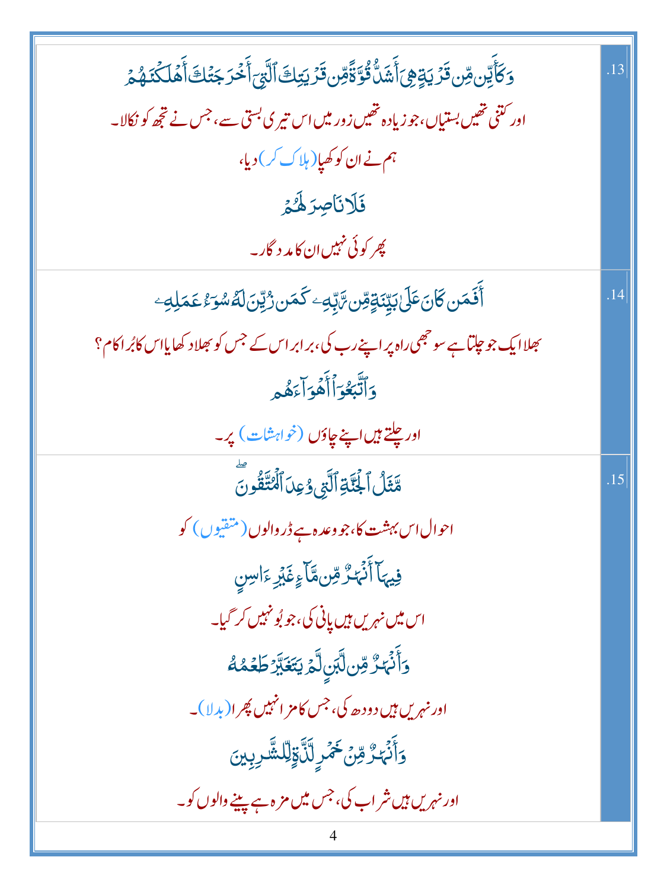| | |
|---|---|
| .13 | وَكَأَيِّن مِّن قَرۡيَةٍ هِيَ أَشَدُّ قُوَّةً مِّن قَرۡيَتِكَ ٱلَّتِيٓ أَخۡرَجَتۡكَ أَهۡلَكۡنَٰهُمۡ<br>اور کتنی تھیں بستیاں، جو زیادہ تھیں زور میں اس تیری بستی سے، جس نے تجھ کو نکالا۔<br>ہم نے ان کو کھپا (ہلاک کر) دیا،<br>فَلَا نَاصِرَ لَهُمۡ<br>پھر کوئی نہیں ان کا مددگار۔ |
| .14 | أَفَمَن كَانَ عَلَىٰ بَيِّنَةٍ مِّن رَّبِّهِۦ كَمَن زُيِّنَ لَهُۥ سُوٓءُ عَمَلِهِۦ<br>بھلا ایک جو چلتا ہے سوجھی راہ پر اپنے رب کی، برابر اس کے جس کو بھلا دکھایا اس کا بُرا کام؟<br>وَٱتَّبَعُوٓاْ أَهۡوَآءَهُم<br>اور چلتے ہیں اپنے چاؤں (خواہشات) پر۔ |
| .15 | مَّثَلُ ٱلۡجَنَّةِ ٱلَّتِي وُعِدَ ٱلۡمُتَّقُونَۖ<br>احوال اس بہشت کا، جو وعدہ ہے ڈر والوں (متقیوں) کو<br>فِيهَآ أَنۡهَٰرٞ مِّن مَّآءٍ غَيۡرِ ءَاسِنٖ<br>اس میں نہریں ہیں پانی کی، جو بُو نہیں کر گیا۔<br>وَأَنۡهَٰرٞ مِّن لَّبَنٖ لَّمۡ يَتَغَيَّرۡ طَعۡمُهُۥ<br>اور نہریں ہیں دودھ کی، جس کا مزا نہیں پھرا (بدلا)۔<br>وَأَنۡهَٰرٞ مِّنۡ خَمۡرٖ لَّذَّةٖ لِّلشَّٰرِبِينَ<br>اور نہریں ہیں شراب کی، جس میں مزہ ہے پینے والوں کو۔ |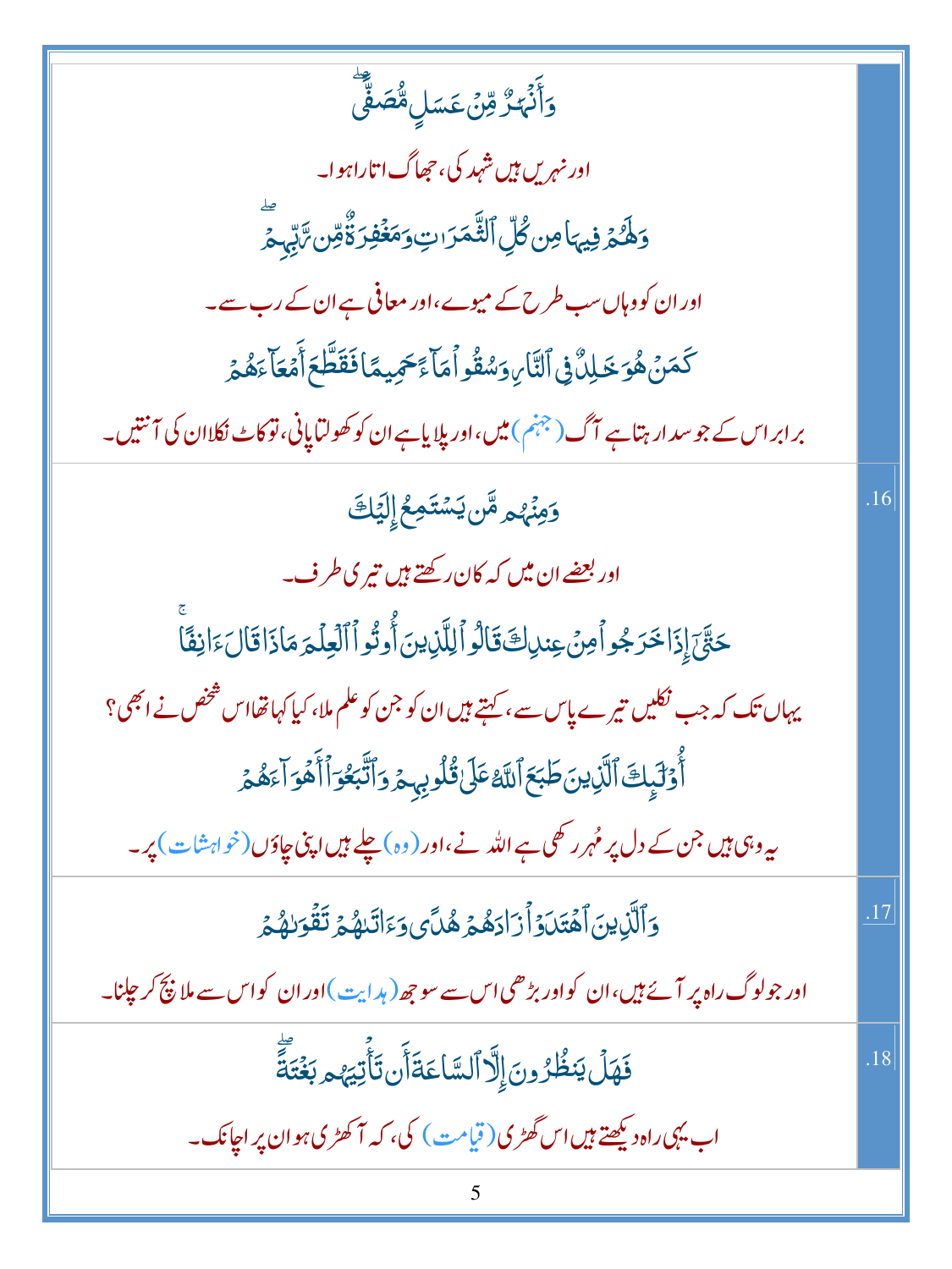| | |
|---|---|
| وَأَنْهَٰرٌ مِّنْ عَسَلٍ مُّصَفًّى<br><br>اور نہریں ہیں شہد کی، جھاگ اتارا ہوا۔<br><br>وَلَهُمْ فِيهَا مِن كُلِّ ٱلثَّمَرَٰتِ وَمَغْفِرَةٌ مِّن رَّبِّهِمْ<br><br>اور ان کو وہاں سب طرح کے میوے، اور معافی ہے ان کے رب سے۔<br><br>كَمَنْ هُوَ خَٰلِدٌ فِى ٱلنَّارِ وَسُقُوا۟ مَآءً حَمِيمًا فَقَطَّعَ أَمْعَآءَهُمْ<br><br>برابر اس کے جو سدا رہتا ہے آگ (جہنم) میں، اور پلایا ہے ان کو کھولتا پانی، تو کاٹ نکالا ان کی آنتیں۔ | |
| وَمِنْهُم مَّن يَسْتَمِعُ إِلَيْكَ<br><br>اور بعضے ان میں کہ کان رکھتے ہیں تیری طرف۔<br><br>حَتَّىٰٓ إِذَا خَرَجُوا۟ مِنْ عِندِكَ قَالُوا۟ لِلَّذِينَ أُوتُوا۟ ٱلْعِلْمَ مَاذَا قَالَ ءَانِفًا<br><br>یہاں تک کہ جب نکلیں تیرے پاس سے، کہتے ہیں ان کو جن کو علم ملا، کیا کہا تھا اس شخص نے ابھی؟<br><br>أُو۟لَٰٓئِكَ ٱلَّذِينَ طَبَعَ ٱللَّهُ عَلَىٰ قُلُوبِهِمْ وَٱتَّبَعُوٓا۟ أَهْوَآءَهُمْ<br><br>یہ وہی ہیں جن کے دل پر مُہر رکھی ہے اللہ نے، اور (وہ) چلے ہیں اپنی چاؤں (خواہشات) پر۔ | .16 |
| وَٱلَّذِينَ ٱهْتَدَوْا۟ زَادَهُمْ هُدًى وَءَاتَىٰهُمْ تَقْوَىٰهُمْ<br><br>اور جو لوگ راہ پر آئے ہیں، ان کو اور بڑھی اس سے سوجھ (ہدایت) اور ان کو اس سے ملا بچ کر چلنا۔ | .17 |
| فَهَلْ يَنظُرُونَ إِلَّا ٱلسَّاعَةَ أَن تَأْتِيَهُم بَغْتَةً<br><br>اب یہی راہ دیکھتے ہیں اس گھڑی (قیامت) کی، کہ آ کھڑی ہو ان پر اچانک۔ | .18 |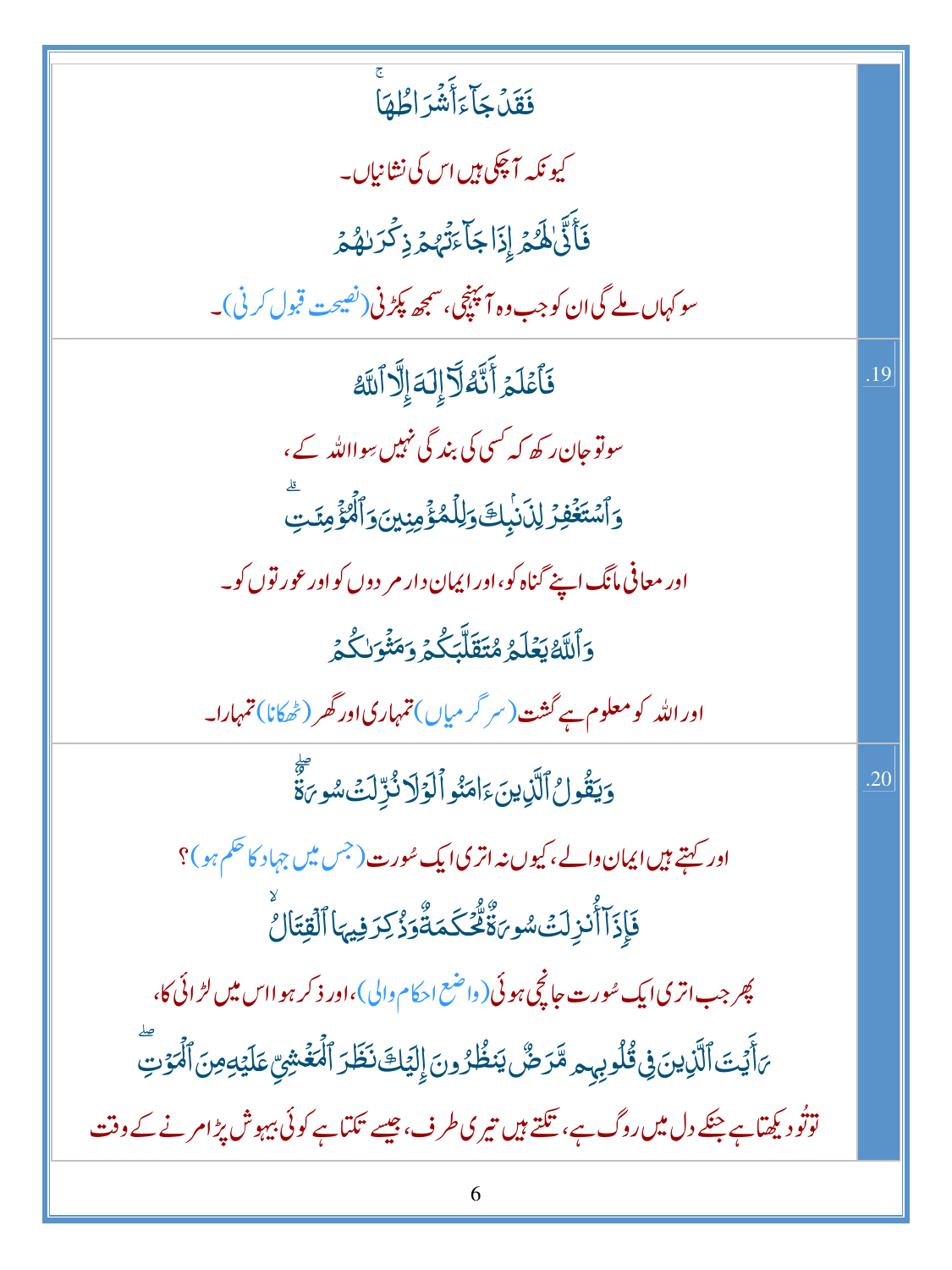| | |
|---|---|
| فَقَدْ جَآءَ أَشْرَاطُهَا<br><br>کیونکہ آچکی ہیں اس کی نشانیاں۔<br><br>فَأَنَّىٰ لَهُمْ إِذَا جَآءَتْهُمْ ذِكْرَىٰهُمْ<br><br>سو کہاں ملے گی ان کو جب وہ آپہنچی، سمجھ پکڑنی (نصیحت قبول کرنی)۔ | |
| فَٱعْلَمْ أَنَّهُۥ لَآ إِلَٰهَ إِلَّا ٱللَّهُ<br><br>سو تو جان رکھ کہ کسی کی بندگی نہیں سوا اللہ کے،<br><br>وَٱسْتَغْفِرْ لِذَنۢبِكَ وَلِلْمُؤْمِنِينَ وَٱلْمُؤْمِنَٰتِ<br><br>اور معافی مانگ اپنے گناہ کو، اور ایمان دار مردوں کو اور عورتوں کو۔<br><br>وَٱللَّهُ يَعْلَمُ مُتَقَلَّبَكُمْ وَمَثْوَىٰكُمْ<br><br>اور اللہ کو معلوم ہے گشت (سرگرمیاں) تمہاری اور گھر (ٹھکانا) تمہارا۔ | .19 |
| وَيَقُولُ ٱلَّذِينَ ءَامَنُوا۟ لَوْلَا نُزِّلَتْ سُورَةٌ<br><br>اور کہتے ہیں ایمان والے، کیوں نہ اتری ایک سُورت (جس میں جہاد کا حکم ہو)؟<br><br>فَإِذَآ أُنزِلَتْ سُورَةٌ مُّحْكَمَةٌ وَذُكِرَ فِيهَا ٱلْقِتَالُ<br><br>پھر جب اتری ایک سُورت جانچی ہوئی (واضح احکام والی)، اور ذکر ہوا اس میں لڑائی کا،<br><br>رَأَيْتَ ٱلَّذِينَ فِى قُلُوبِهِم مَّرَضٌ يَنظُرُونَ إِلَيْكَ نَظَرَ ٱلْمَغْشِىِّ عَلَيْهِ مِنَ ٱلْمَوْتِ<br><br>تو تُو دیکھتا ہے جنکے دل میں روگ ہے، تکتے ہیں تیری طرف، جیسے تکتا ہے کوئی بیہوش پڑا مرنے کے وقت | .20 |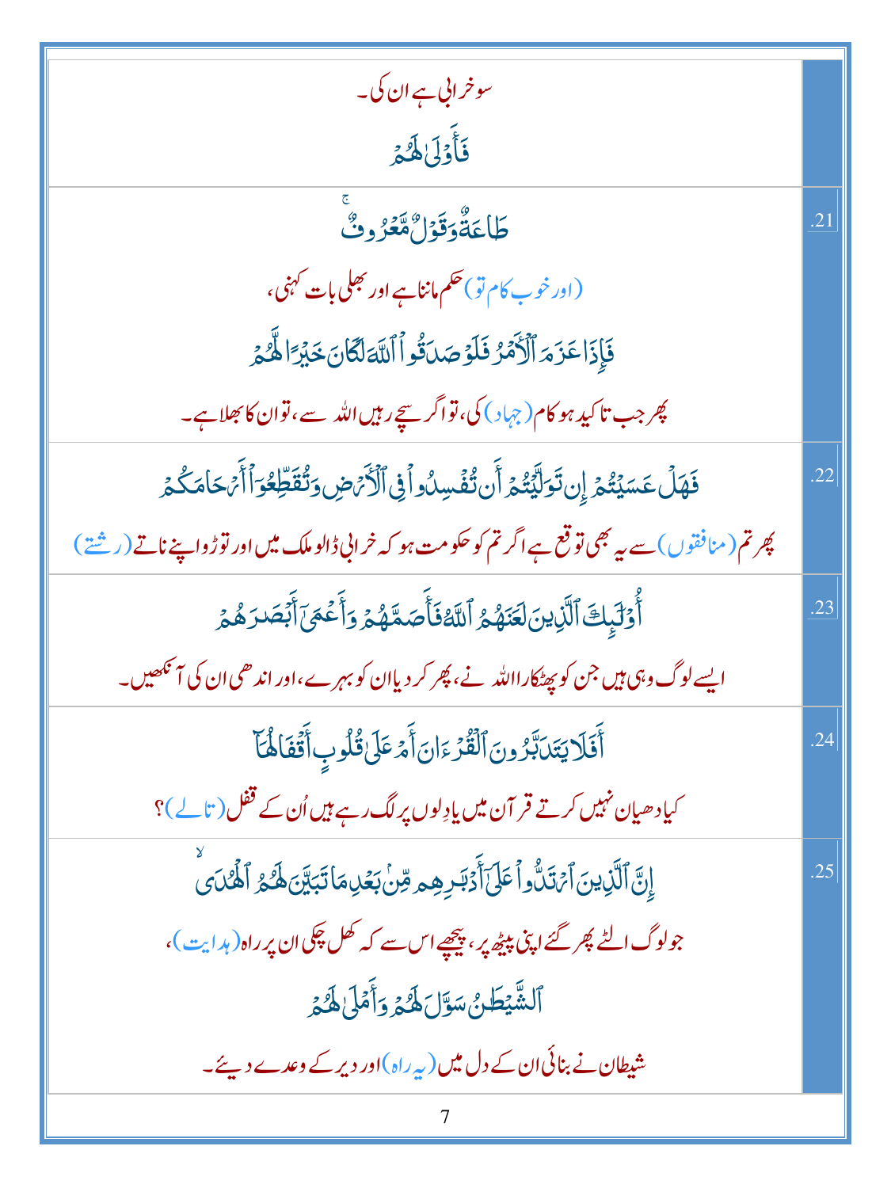| | |
|---|---|
| سو خرابی ہے ان کی۔<br>فَأَوۡلَىٰ لَهُمۡ | |
| طَاعَةٌ وَقَوۡلٌ مَّعۡرُوفٌۚ<br>(اور خوب کام تو) حکم ماننا ہے اور بھلی بات کہنی،<br>فَإِذَا عَزَمَ ٱلۡأَمۡرُ فَلَوۡ صَدَقُواْ ٱللَّهَ لَكَانَ خَيۡرًا لَّهُمۡ<br>پھر جب تاکید ہو کام (جہاد) کی، تو اگر سچے رہیں اللہ سے، تو ان کا بھلا ہے۔ | .21 |
| فَهَلۡ عَسَيۡتُمۡ إِن تَوَلَّيۡتُمۡ أَن تُفۡسِدُواْ فِي ٱلۡأَرۡضِ وَتُقَطِّعُوٓاْ أَرۡحَامَكُمۡ<br>پھر تم (منافقوں) سے یہ بھی توقع ہے اگر تم کو حکومت ہو کہ خرابی ڈالو ملک میں اور توڑو اپنے ناتے (رشتے) | .22 |
| أُوْلَٰٓئِكَ ٱلَّذِينَ لَعَنَهُمُ ٱللَّهُ فَأَصَمَّهُمۡ وَأَعۡمَىٰٓ أَبۡصَٰرَهُمۡ<br>ایسے لوگ وہی ہیں جن کو پھٹکارا اللہ نے، پھر کر دیا ان کو بہرے، اور اندھی ان کی آنکھیں۔ | .23 |
| أَفَلَا يَتَدَبَّرُونَ ٱلۡقُرۡءَانَ أَمۡ عَلَىٰ قُلُوبٍ أَقۡفَالُهَآ<br>کیا دھیان نہیں کرتے قرآن میں یا دِلوں پر لگ رہے ہیں اُن کے قفل (تالے)؟ | .24 |
| إِنَّ ٱلَّذِينَ ٱرۡتَدُّواْ عَلَىٰٓ أَدۡبَٰرِهِم مِّنۢ بَعۡدِ مَا تَبَيَّنَ لَهُمُ ٱلۡهُدَىۙ<br>جو لوگ الٹے پھر گئے اپنی پیٹھ پر، پیچھے اس سے کہ کھل چکی ان پر راہ (ہدایت)،<br>ٱلشَّيۡطَٰنُ سَوَّلَ لَهُمۡ وَأَمۡلَىٰ لَهُمۡ<br>شیطان نے بنائی ان کے دل میں (یہ راہ) اور دیر کے وعدے دیئے۔ | .25 |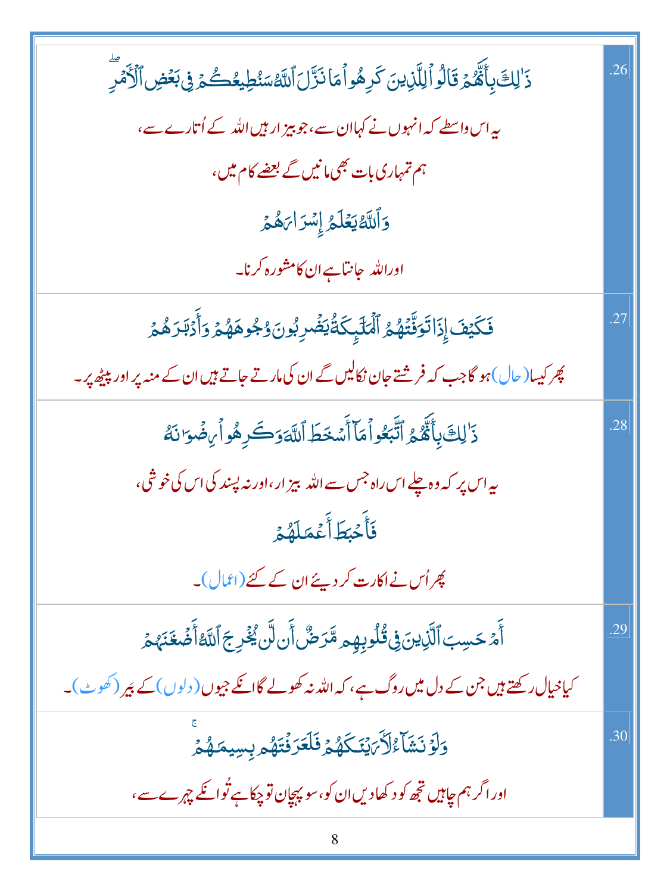| | |
|---|---|
| .26 | ذَٰلِكَ بِأَنَّهُمْ قَالُوا۟ لِلَّذِينَ كَرِهُوا۟ مَا نَزَّلَ ٱللَّهُ سَنُطِيعُكُمْ فِى بَعْضِ ٱلْأَمْرِ ۖ<br>یہ اس واسطے کہ انہوں نے کہا ان سے، جو بیزار ہیں اللہ کے اُتارے سے،<br>ہم تمہاری بات بھی مانیں گے بعضے کام میں،<br>وَٱللَّهُ يَعْلَمُ إِسْرَارَهُمْ<br>اور اللہ جانتا ہے ان کا مشورہ کرنا۔ |
| .27 | فَكَيْفَ إِذَا تَوَفَّتْهُمُ ٱلْمَلَٰٓئِكَةُ يَضْرِبُونَ وُجُوهَهُمْ وَأَدْبَٰرَهُمْ<br>پھر کیسا (حال) ہوگا جب کہ فرشتے جان نکالیں گے ان کی مارتے جاتے ہیں ان کے منہ پر اور پیٹھ پر۔ |
| .28 | ذَٰلِكَ بِأَنَّهُمُ ٱتَّبَعُوا۟ مَآ أَسْخَطَ ٱللَّهَ وَكَرِهُوا۟ رِضْوَٰنَهُۥ<br>یہ اس پر کہ وہ چلے اس راہ جس سے اللہ بیزار، اور نہ پسند کی اس کی خوشی،<br>فَأَحْبَطَ أَعْمَٰلَهُمْ<br>پھر اُس نے اکارت کر دیئے ان کے کئے (اعمال)۔ |
| .29 | أَمْ حَسِبَ ٱلَّذِينَ فِى قُلُوبِهِم مَّرَضٌ أَن لَّن يُخْرِجَ ٱللَّهُ أَضْغَٰنَهُمْ<br>کیا خیال رکھتے ہیں جن کے دل میں روگ ہے، کہ اللہ نہ کھولے گا انکے جیوں (دلوں) کے بیر (کھوٹ)۔ |
| .30 | وَلَوْ نَشَآءُ لَأَرَيْنَٰكَهُمْ فَلَعَرَفْتَهُم بِسِيمَٰهُمْ ۚ<br>اور اگر ہم چاہیں تجھ کو دکھا دیں ان کو، سو پہچان تو چکا ہے تُو انکے چہرے سے، |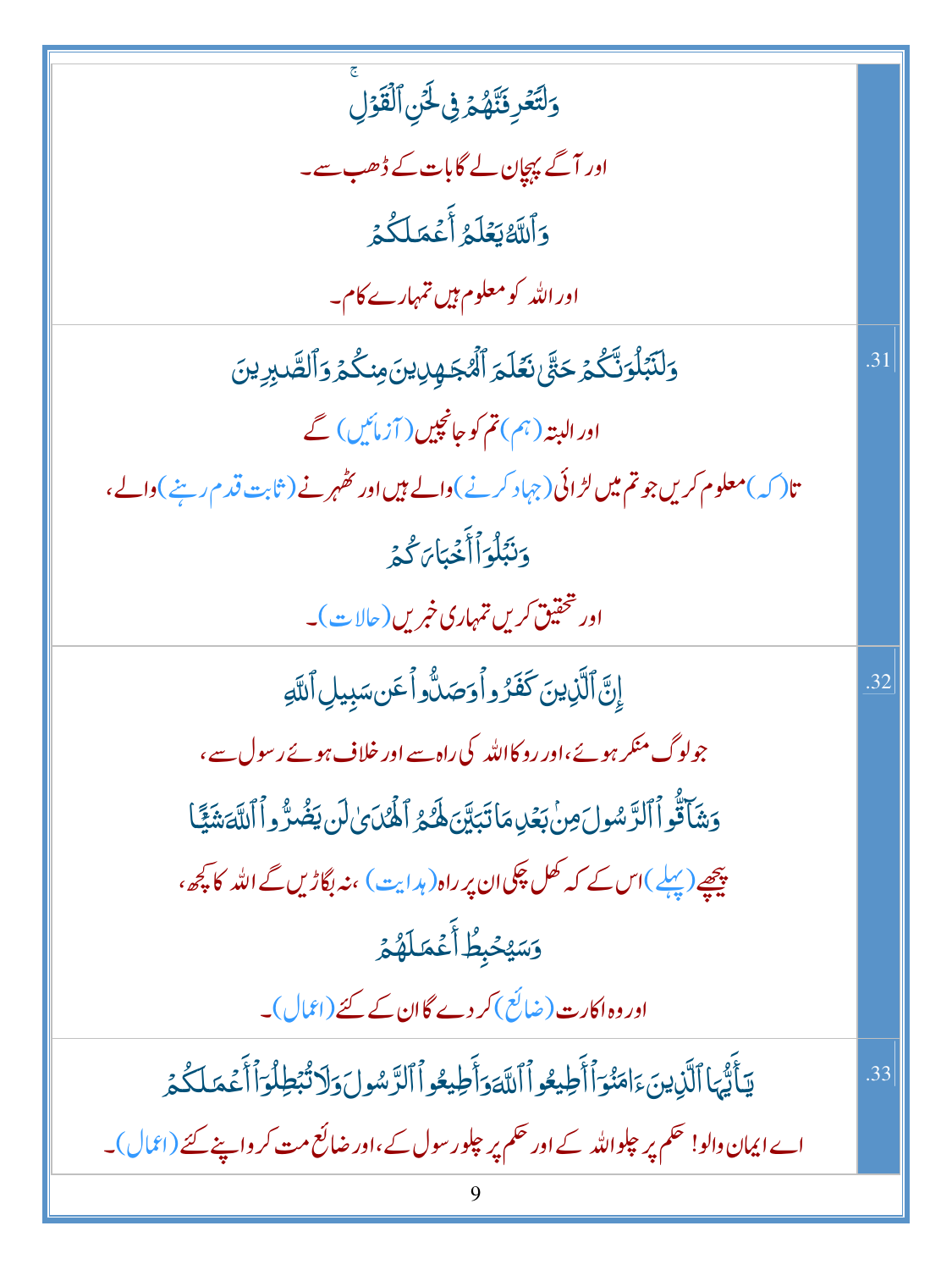| | |
|---|---|
| وَلَتَعۡرِفَنَّهُمۡ فِي لَحۡنِ ٱلۡقَوۡلِۚ<br>اور آگے پہچان لے گا بات کے ڈھب سے۔<br>وَٱللَّهُ يَعۡلَمُ أَعۡمَٰلَكُمۡ<br>اور اللہ کو معلوم ہیں تمہارے کام۔ | |
| وَلَنَبۡلُوَنَّكُمۡ حَتَّىٰ نَعۡلَمَ ٱلۡمُجَٰهِدِينَ مِنكُمۡ وَٱلصَّٰبِرِينَ<br>اور البتہ (ہم) تم کو جانچیں (آزمائیں) گے<br>تا (کہ) معلوم کریں جو تم میں لڑائی (جہاد کرنے) والے ہیں اور ٹھہرنے (ثابت قدم رہنے) والے،<br>وَنَبۡلُوَاْ أَخۡبَارَكُمۡ<br>اور تحقیق کریں تمہاری خبریں (حالات)۔ | .31 |
| إِنَّ ٱلَّذِينَ كَفَرُواْ وَصَدُّواْ عَن سَبِيلِ ٱللَّهِ<br>جو لوگ منکر ہوئے، اور روکا اللہ کی راہ سے اور خلاف ہوئے رسول سے،<br>وَشَآقُّواْ ٱلرَّسُولَ مِنۢ بَعۡدِ مَا تَبَيَّنَ لَهُمُ ٱلۡهُدَىٰ لَن يَضُرُّواْ ٱللَّهَ شَيۡـًٔا<br>پیچھے (پہلے) اس کے کہ کھل چکی ان پر راہ (ہدایت)، نہ بگاڑیں گے اللہ کا کچھ،<br>وَسَيُحۡبِطُ أَعۡمَٰلَهُمۡ<br>اور وہ اکارت (ضائع) کر دے گا ان کے کئے (اعمال)۔ | .32 |
| يَٰٓأَيُّهَا ٱلَّذِينَ ءَامَنُوٓاْ أَطِيعُواْ ٱللَّهَ وَأَطِيعُواْ ٱلرَّسُولَ وَلَا تُبۡطِلُوٓاْ أَعۡمَٰلَكُمۡ<br>اے ایمان والو! حکم پر چلو اللہ کے اور حکم پر چلو رسول کے، اور ضائع مت کرو اپنے کئے (اعمال)۔ | .33 |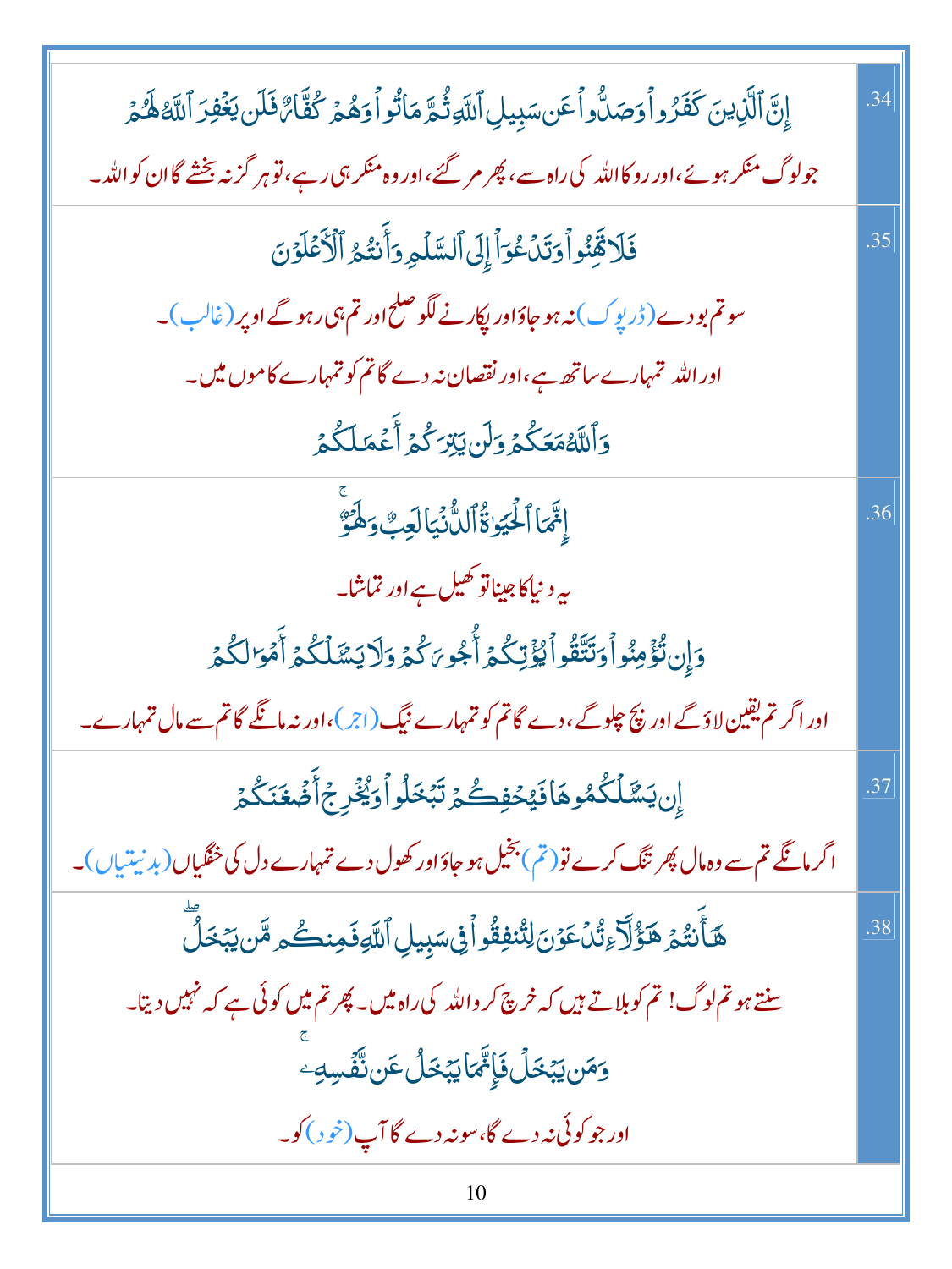| | |
|---|---|
| إِنَّ ٱلَّذِينَ كَفَرُواْ وَصَدُّواْ عَن سَبِيلِ ٱللَّهِ ثُمَّ مَاتُواْ وَهُمْ كُفَّارٌ فَلَن يَغْفِرَ ٱللَّهُ لَهُمْ<br>جو لوگ منکر ہوئے، اور روکا اللہ کی راہ سے، پھر مر گئے، اور وہ منکر ہی رہے، تو ہر گز نہ بخشے گا ان کو اللہ۔ | .34 |
| فَلَا تَهِنُواْ وَتَدْعُوٓاْ إِلَى ٱلسَّلْمِ وَأَنتُمُ ٱلْأَعْلَوْنَ<br>سو تم بودے (ڈرپوک) نہ ہو جاؤ اور پکارنے لگو صلح اور تم ہی رہو گے اوپر (غالب)۔<br>اور اللہ تمہارے ساتھ ہے، اور نقصان نہ دے گا تم کو تمہارے کاموں میں۔<br>وَٱللَّهُ مَعَكُمْ وَلَن يَتِرَكُمْ أَعْمَٰلَكُمْ | .35 |
| إِنَّمَا ٱلْحَيَوٰةُ ٱلدُّنْيَا لَعِبٌ وَلَهْوٌ<br>یہ دنیا کا جینا تو کھیل ہے اور تماشا۔<br>وَإِن تُؤْمِنُواْ وَتَتَّقُواْ يُؤْتِكُمْ أُجُورَكُمْ وَلَا يَسْـَٔلْكُمْ أَمْوَٰلَكُمْ<br>اور اگر تم یقین لاؤ گے اور بچ چلو گے، دے گا تم کو تمہارے نیگ (اجر)، اور نہ مانگے گا تم سے مال تمہارے۔ | .36 |
| إِن يَسْـَٔلْكُمُوهَا فَيُحْفِكُمْ تَبْخَلُواْ وَيُخْرِجْ أَضْغَٰنَكُمْ<br>اگر مانگے تم سے وہ مال پھر تنگ کرے تو (تم) بخیل ہو جاؤ اور کھول دے تمہارے دل کی خفگیاں (بدنیتیاں)۔ | .37 |
| هَٰٓأَنتُمْ هَٰٓؤُلَآءِ تُدْعَوْنَ لِتُنفِقُواْ فِى سَبِيلِ ٱللَّهِ فَمِنكُم مَّن يَبْخَلُ<br>سنتے ہو تم لوگ! تم کو بلاتے ہیں کہ خرچ کرو اللہ کی راہ میں۔ پھر تم میں کوئی ہے کہ نہیں دیتا۔<br>وَمَن يَبْخَلْ فَإِنَّمَا يَبْخَلُ عَن نَّفْسِهِۦ<br>اور جو کوئی نہ دے گا، سو نہ دے گا آپ (خود) کو۔ | .38 |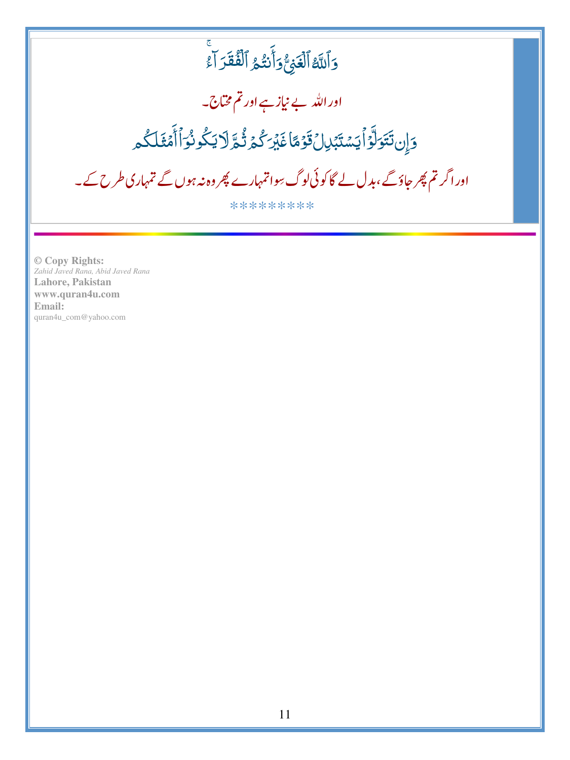وَٱللَّهُ ٱلْغَنِىُّ وَأَنتُمُ ٱلْفُقَرَآءُ ۚ

اور اللہ بے نیاز ہے اور تم محتاج۔

وَإِن تَتَوَلَّوْا۟ يَسْتَبْدِلْ قَوْمًا غَيْرَكُمْ ثُمَّ لَا يَكُونُوٓا۟ أَمْثَٰلَكُم

اور اگر تم پھر جاؤ گے، بدل لے گا کوئی لوگ سوا تمہارے پھر وہ نہ ہوں گے تمہاری طرح کے۔

*********

**© Copy Rights:**
*Zahid Javed Rana, Abid Javed Rana*
**Lahore, Pakistan**
**www.quran4u.com**
**Email:**
quran4u_com@yahoo.com